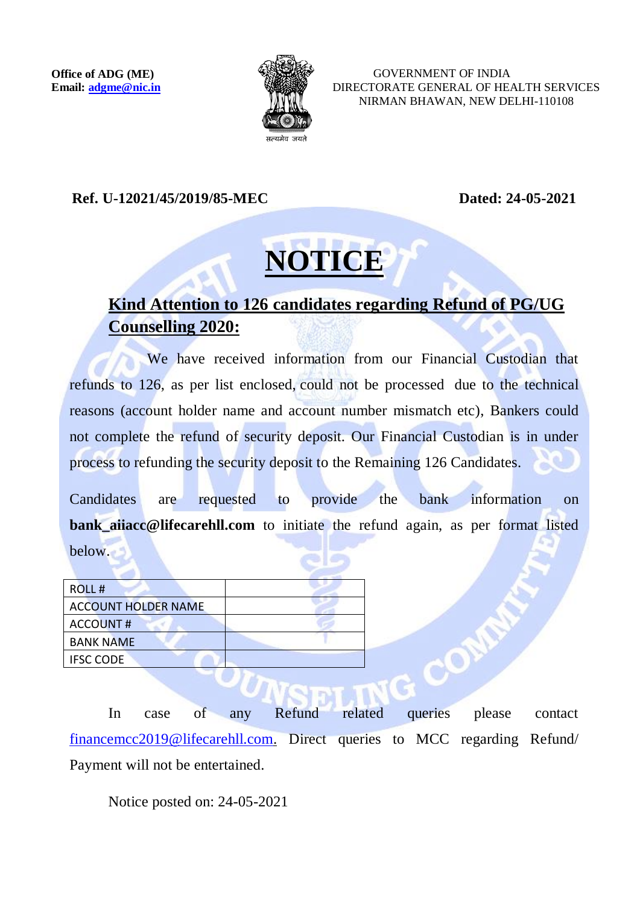**Office of ADG (ME)**
**Email: adgme@nic.in**

सत्यमेव जयते

GOVERNMENT OF INDIA
DIRECTORATE GENERAL OF HEALTH SERVICES
NIRMAN BHAWAN, NEW DELHI-110108

**Ref. U-12021/45/2019/85-MEC** **Dated: 24-05-2021**

# NOTICE

## Kind Attention to 126 candidates regarding Refund of PG/UG Counselling 2020:

We have received information from our Financial Custodian that refunds to 126, as per list enclosed, could not be processed due to the technical reasons (account holder name and account number mismatch etc), Bankers could not complete the refund of security deposit. Our Financial Custodian is in under process to refunding the security deposit to the Remaining 126 Candidates.

Candidates are requested to provide the bank information on **bank_aiiacc@lifecarehll.com** to initiate the refund again, as per format listed below.

| ROLL # | |
|---|---|
| ACCOUNT HOLDER NAME | |
| ACCOUNT # | |
| BANK NAME | |
| IFSC CODE | |

In case of any Refund related queries please contact financemcc2019@lifecarehll.com. Direct queries to MCC regarding Refund/ Payment will not be entertained.

Notice posted on: 24-05-2021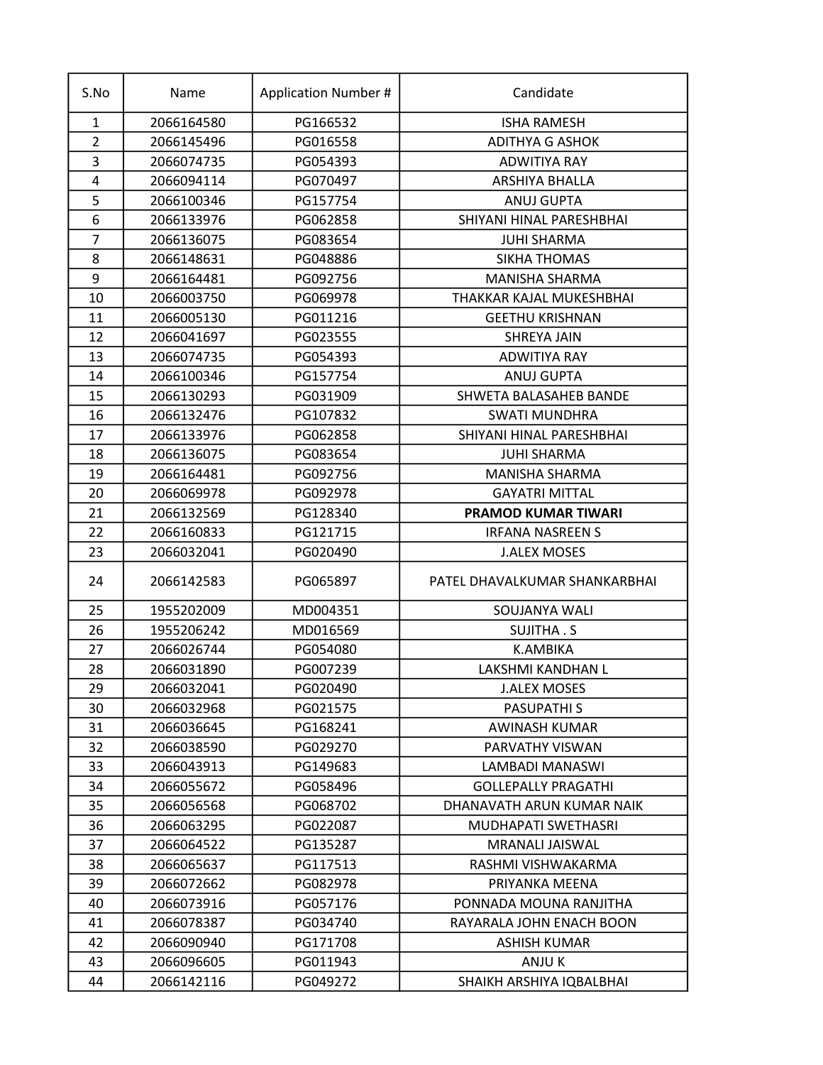| S.No | Name | Application Number # | Candidate |
|---|---|---|---|
| 1 | 2066164580 | PG166532 | ISHA RAMESH |
| 2 | 2066145496 | PG016558 | ADITHYA G ASHOK |
| 3 | 2066074735 | PG054393 | ADWITIYA RAY |
| 4 | 2066094114 | PG070497 | ARSHIYA BHALLA |
| 5 | 2066100346 | PG157754 | ANUJ GUPTA |
| 6 | 2066133976 | PG062858 | SHIYANI HINAL PARESHBHAI |
| 7 | 2066136075 | PG083654 | JUHI SHARMA |
| 8 | 2066148631 | PG048886 | SIKHA THOMAS |
| 9 | 2066164481 | PG092756 | MANISHA SHARMA |
| 10 | 2066003750 | PG069978 | THAKKAR KAJAL MUKESHBHAI |
| 11 | 2066005130 | PG011216 | GEETHU KRISHNAN |
| 12 | 2066041697 | PG023555 | SHREYA JAIN |
| 13 | 2066074735 | PG054393 | ADWITIYA RAY |
| 14 | 2066100346 | PG157754 | ANUJ GUPTA |
| 15 | 2066130293 | PG031909 | SHWETA BALASAHEB BANDE |
| 16 | 2066132476 | PG107832 | SWATI MUNDHRA |
| 17 | 2066133976 | PG062858 | SHIYANI HINAL PARESHBHAI |
| 18 | 2066136075 | PG083654 | JUHI SHARMA |
| 19 | 2066164481 | PG092756 | MANISHA SHARMA |
| 20 | 2066069978 | PG092978 | GAYATRI MITTAL |
| 21 | 2066132569 | PG128340 | **PRAMOD KUMAR TIWARI** |
| 22 | 2066160833 | PG121715 | IRFANA NASREEN S |
| 23 | 2066032041 | PG020490 | J.ALEX MOSES |
| 24 | 2066142583 | PG065897 | PATEL DHAVALKUMAR SHANKARBHAI |
| 25 | 1955202009 | MD004351 | SOUJANYA WALI |
| 26 | 1955206242 | MD016569 | SUJITHA . S |
| 27 | 2066026744 | PG054080 | K.AMBIKA |
| 28 | 2066031890 | PG007239 | LAKSHMI KANDHAN L |
| 29 | 2066032041 | PG020490 | J.ALEX MOSES |
| 30 | 2066032968 | PG021575 | PASUPATHI S |
| 31 | 2066036645 | PG168241 | AWINASH KUMAR |
| 32 | 2066038590 | PG029270 | PARVATHY VISWAN |
| 33 | 2066043913 | PG149683 | LAMBADI MANASWI |
| 34 | 2066055672 | PG058496 | GOLLEPALLY PRAGATHI |
| 35 | 2066056568 | PG068702 | DHANAVATH ARUN KUMAR NAIK |
| 36 | 2066063295 | PG022087 | MUDHAPATI SWETHASRI |
| 37 | 2066064522 | PG135287 | MRANALI JAISWAL |
| 38 | 2066065637 | PG117513 | RASHMI VISHWAKARMA |
| 39 | 2066072662 | PG082978 | PRIYANKA MEENA |
| 40 | 2066073916 | PG057176 | PONNADA MOUNA RANJITHA |
| 41 | 2066078387 | PG034740 | RAYARALA JOHN ENACH BOON |
| 42 | 2066090940 | PG171708 | ASHISH KUMAR |
| 43 | 2066096605 | PG011943 | ANJU K |
| 44 | 2066142116 | PG049272 | SHAIKH ARSHIYA IQBALBHAI |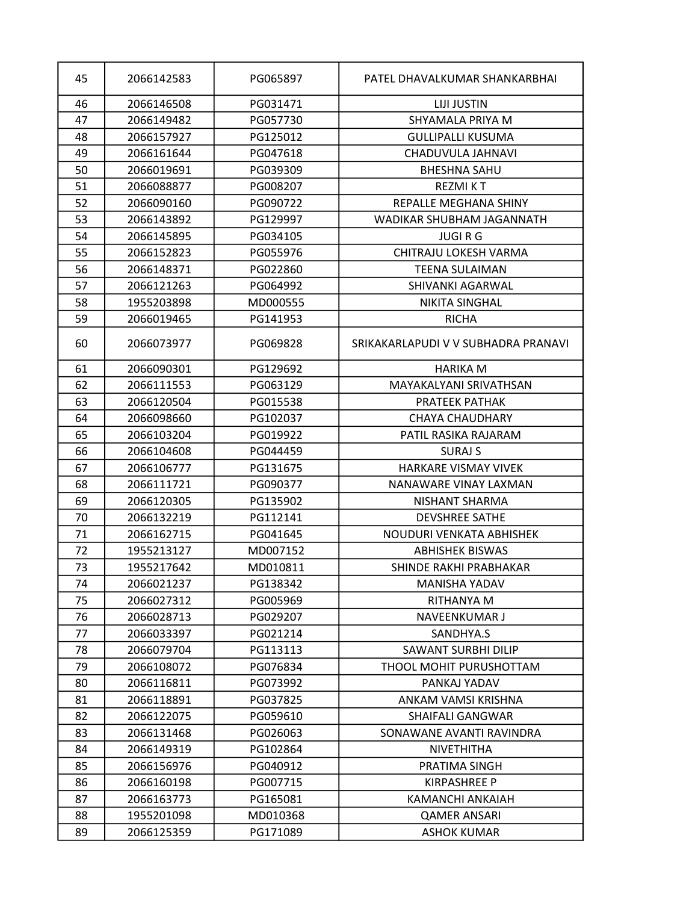| 45 | 2066142583 | PG065897 | PATEL DHAVALKUMAR SHANKARBHAI |
|---|---|---|---|
| 46 | 2066146508 | PG031471 | LIJI JUSTIN |
| 47 | 2066149482 | PG057730 | SHYAMALA PRIYA M |
| 48 | 2066157927 | PG125012 | GULLIPALLI KUSUMA |
| 49 | 2066161644 | PG047618 | CHADUVULA JAHNAVI |
| 50 | 2066019691 | PG039309 | BHESHNA SAHU |
| 51 | 2066088877 | PG008207 | REZMI K T |
| 52 | 2066090160 | PG090722 | REPALLE MEGHANA SHINY |
| 53 | 2066143892 | PG129997 | WADIKAR SHUBHAM JAGANNATH |
| 54 | 2066145895 | PG034105 | JUGI R G |
| 55 | 2066152823 | PG055976 | CHITRAJU LOKESH VARMA |
| 56 | 2066148371 | PG022860 | TEENA SULAIMAN |
| 57 | 2066121263 | PG064992 | SHIVANKI AGARWAL |
| 58 | 1955203898 | MD000555 | NIKITA SINGHAL |
| 59 | 2066019465 | PG141953 | RICHA |
| 60 | 2066073977 | PG069828 | SRIKAKARLAPUDI V V SUBHADRA PRANAVI |
| 61 | 2066090301 | PG129692 | HARIKA M |
| 62 | 2066111553 | PG063129 | MAYAKALYANI SRIVATHSAN |
| 63 | 2066120504 | PG015538 | PRATEEK PATHAK |
| 64 | 2066098660 | PG102037 | CHAYA CHAUDHARY |
| 65 | 2066103204 | PG019922 | PATIL RASIKA RAJARAM |
| 66 | 2066104608 | PG044459 | SURAJ S |
| 67 | 2066106777 | PG131675 | HARKARE VISMAY VIVEK |
| 68 | 2066111721 | PG090377 | NANAWARE VINAY LAXMAN |
| 69 | 2066120305 | PG135902 | NISHANT SHARMA |
| 70 | 2066132219 | PG112141 | DEVSHREE SATHE |
| 71 | 2066162715 | PG041645 | NOUDURI VENKATA ABHISHEK |
| 72 | 1955213127 | MD007152 | ABHISHEK BISWAS |
| 73 | 1955217642 | MD010811 | SHINDE RAKHI PRABHAKAR |
| 74 | 2066021237 | PG138342 | MANISHA YADAV |
| 75 | 2066027312 | PG005969 | RITHANYA M |
| 76 | 2066028713 | PG029207 | NAVEENKUMAR J |
| 77 | 2066033397 | PG021214 | SANDHYA.S |
| 78 | 2066079704 | PG113113 | SAWANT SURBHI DILIP |
| 79 | 2066108072 | PG076834 | THOOL MOHIT PURUSHOTTAM |
| 80 | 2066116811 | PG073992 | PANKAJ YADAV |
| 81 | 2066118891 | PG037825 | ANKAM VAMSI KRISHNA |
| 82 | 2066122075 | PG059610 | SHAIFALI GANGWAR |
| 83 | 2066131468 | PG026063 | SONAWANE AVANTI RAVINDRA |
| 84 | 2066149319 | PG102864 | NIVETHITHA |
| 85 | 2066156976 | PG040912 | PRATIMA SINGH |
| 86 | 2066160198 | PG007715 | KIRPASHREE P |
| 87 | 2066163773 | PG165081 | KAMANCHI ANKAIAH |
| 88 | 1955201098 | MD010368 | QAMER ANSARI |
| 89 | 2066125359 | PG171089 | ASHOK KUMAR |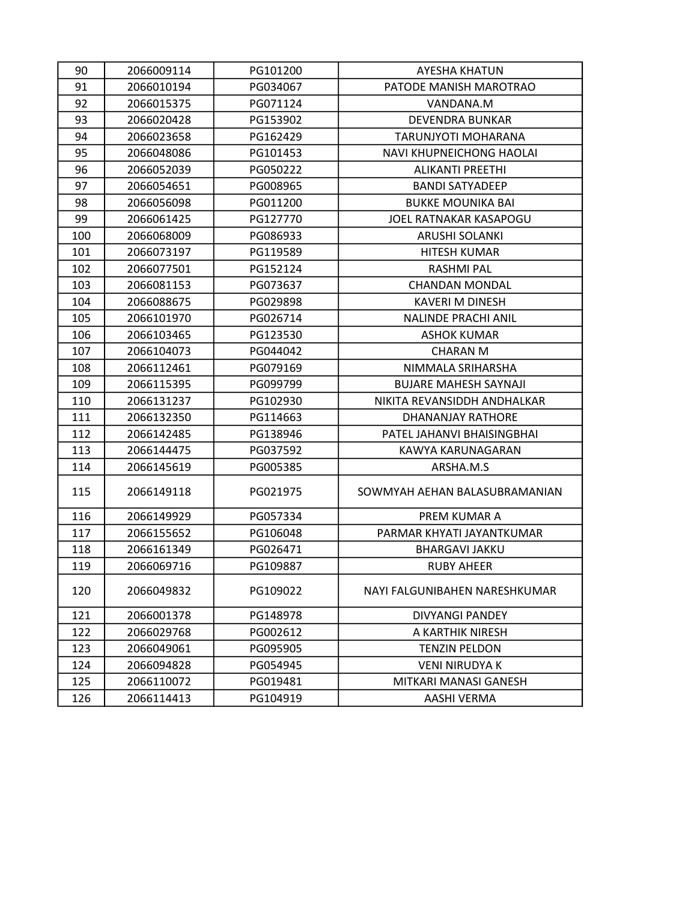| | | | |
|---|---|---|---|
| 90 | 2066009114 | PG101200 | AYESHA KHATUN |
| 91 | 2066010194 | PG034067 | PATODE MANISH MAROTRAO |
| 92 | 2066015375 | PG071124 | VANDANA.M |
| 93 | 2066020428 | PG153902 | DEVENDRA BUNKAR |
| 94 | 2066023658 | PG162429 | TARUNJYOTI MOHARANA |
| 95 | 2066048086 | PG101453 | NAVI KHUPNEICHONG HAOLAI |
| 96 | 2066052039 | PG050222 | ALIKANTI PREETHI |
| 97 | 2066054651 | PG008965 | BANDI SATYADEEP |
| 98 | 2066056098 | PG011200 | BUKKE MOUNIKA BAI |
| 99 | 2066061425 | PG127770 | JOEL RATNAKAR KASAPOGU |
| 100 | 2066068009 | PG086933 | ARUSHI SOLANKI |
| 101 | 2066073197 | PG119589 | HITESH KUMAR |
| 102 | 2066077501 | PG152124 | RASHMI PAL |
| 103 | 2066081153 | PG073637 | CHANDAN MONDAL |
| 104 | 2066088675 | PG029898 | KAVERI M DINESH |
| 105 | 2066101970 | PG026714 | NALINDE PRACHI ANIL |
| 106 | 2066103465 | PG123530 | ASHOK KUMAR |
| 107 | 2066104073 | PG044042 | CHARAN M |
| 108 | 2066112461 | PG079169 | NIMMALA SRIHARSHA |
| 109 | 2066115395 | PG099799 | BUJARE MAHESH SAYNAJI |
| 110 | 2066131237 | PG102930 | NIKITA REVANSIDDH ANDHALKAR |
| 111 | 2066132350 | PG114663 | DHANANJAY RATHORE |
| 112 | 2066142485 | PG138946 | PATEL JAHANVI BHAISINGBHAI |
| 113 | 2066144475 | PG037592 | KAWYA KARUNAGARAN |
| 114 | 2066145619 | PG005385 | ARSHA.M.S |
| 115 | 2066149118 | PG021975 | SOWMYAH AEHAN BALASUBRAMANIAN |
| 116 | 2066149929 | PG057334 | PREM KUMAR A |
| 117 | 2066155652 | PG106048 | PARMAR KHYATI JAYANTKUMAR |
| 118 | 2066161349 | PG026471 | BHARGAVI JAKKU |
| 119 | 2066069716 | PG109887 | RUBY AHEER |
| 120 | 2066049832 | PG109022 | NAYI FALGUNIBAHEN NARESHKUMAR |
| 121 | 2066001378 | PG148978 | DIVYANGI PANDEY |
| 122 | 2066029768 | PG002612 | A KARTHIK NIRESH |
| 123 | 2066049061 | PG095905 | TENZIN PELDON |
| 124 | 2066094828 | PG054945 | VENI NIRUDYA K |
| 125 | 2066110072 | PG019481 | MITKARI MANASI GANESH |
| 126 | 2066114413 | PG104919 | AASHI VERMA |